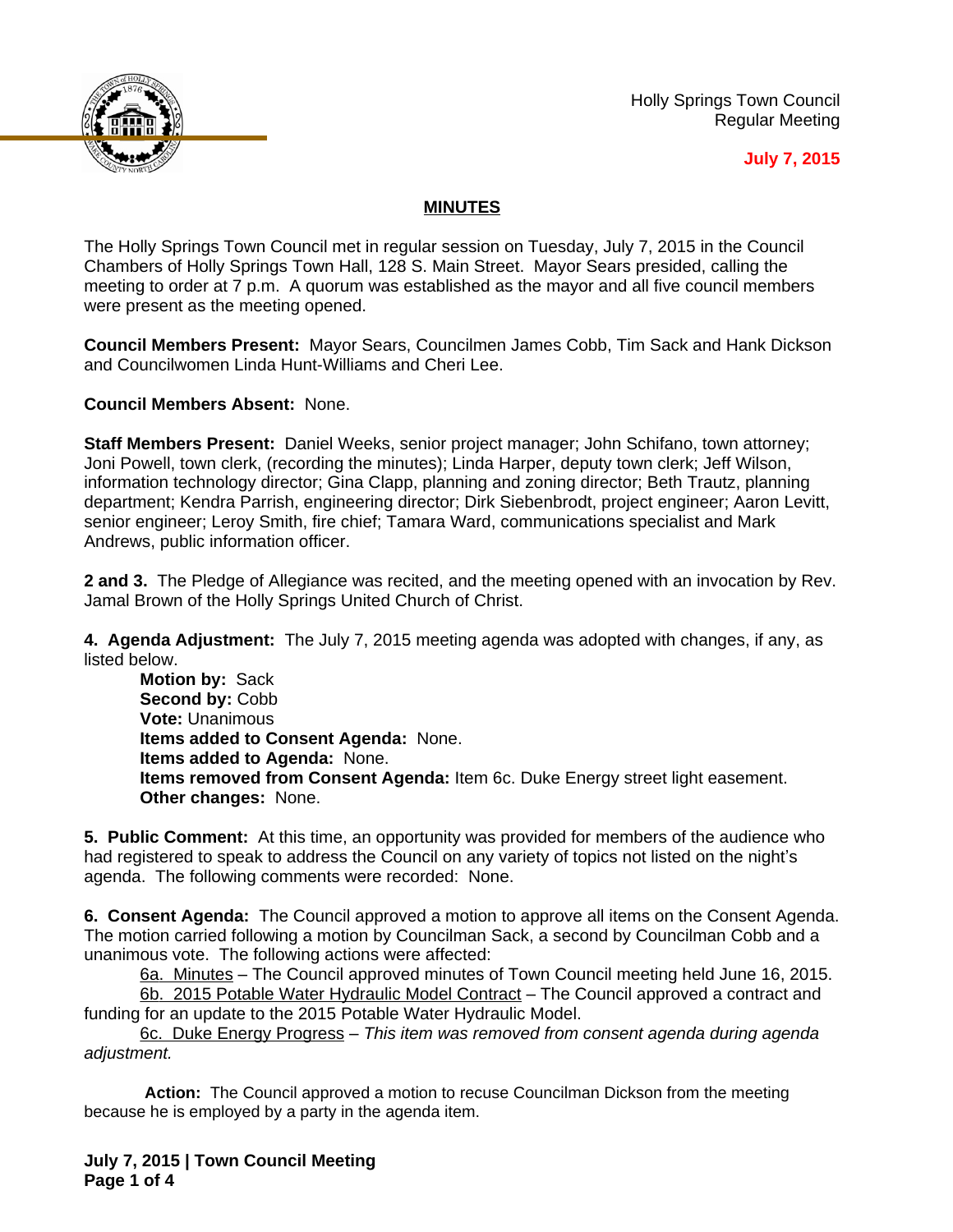Holly Springs Town Council
Regular Meeting

**July 7, 2015**

## MINUTES

The Holly Springs Town Council met in regular session on Tuesday, July 7, 2015 in the Council Chambers of Holly Springs Town Hall, 128 S. Main Street. Mayor Sears presided, calling the meeting to order at 7 p.m. A quorum was established as the mayor and all five council members were present as the meeting opened.

**Council Members Present:** Mayor Sears, Councilmen James Cobb, Tim Sack and Hank Dickson and Councilwomen Linda Hunt-Williams and Cheri Lee.

**Council Members Absent:** None.

**Staff Members Present:** Daniel Weeks, senior project manager; John Schifano, town attorney; Joni Powell, town clerk, (recording the minutes); Linda Harper, deputy town clerk; Jeff Wilson, information technology director; Gina Clapp, planning and zoning director; Beth Trautz, planning department; Kendra Parrish, engineering director; Dirk Siebenbrodt, project engineer; Aaron Levitt, senior engineer; Leroy Smith, fire chief; Tamara Ward, communications specialist and Mark Andrews, public information officer.

**2 and 3.** The Pledge of Allegiance was recited, and the meeting opened with an invocation by Rev. Jamal Brown of the Holly Springs United Church of Christ.

**4. Agenda Adjustment:** The July 7, 2015 meeting agenda was adopted with changes, if any, as listed below.

**Motion by:** Sack
**Second by:** Cobb
**Vote:** Unanimous
**Items added to Consent Agenda:** None.
**Items added to Agenda:** None.
**Items removed from Consent Agenda:** Item 6c. Duke Energy street light easement.
**Other changes:** None.

**5. Public Comment:** At this time, an opportunity was provided for members of the audience who had registered to speak to address the Council on any variety of topics not listed on the night's agenda. The following comments were recorded: None.

**6. Consent Agenda:** The Council approved a motion to approve all items on the Consent Agenda. The motion carried following a motion by Councilman Sack, a second by Councilman Cobb and a unanimous vote. The following actions were affected:

6a. Minutes – The Council approved minutes of Town Council meeting held June 16, 2015.

6b. 2015 Potable Water Hydraulic Model Contract – The Council approved a contract and funding for an update to the 2015 Potable Water Hydraulic Model.

6c. Duke Energy Progress – *This item was removed from consent agenda during agenda adjustment.*

**Action:** The Council approved a motion to recuse Councilman Dickson from the meeting because he is employed by a party in the agenda item.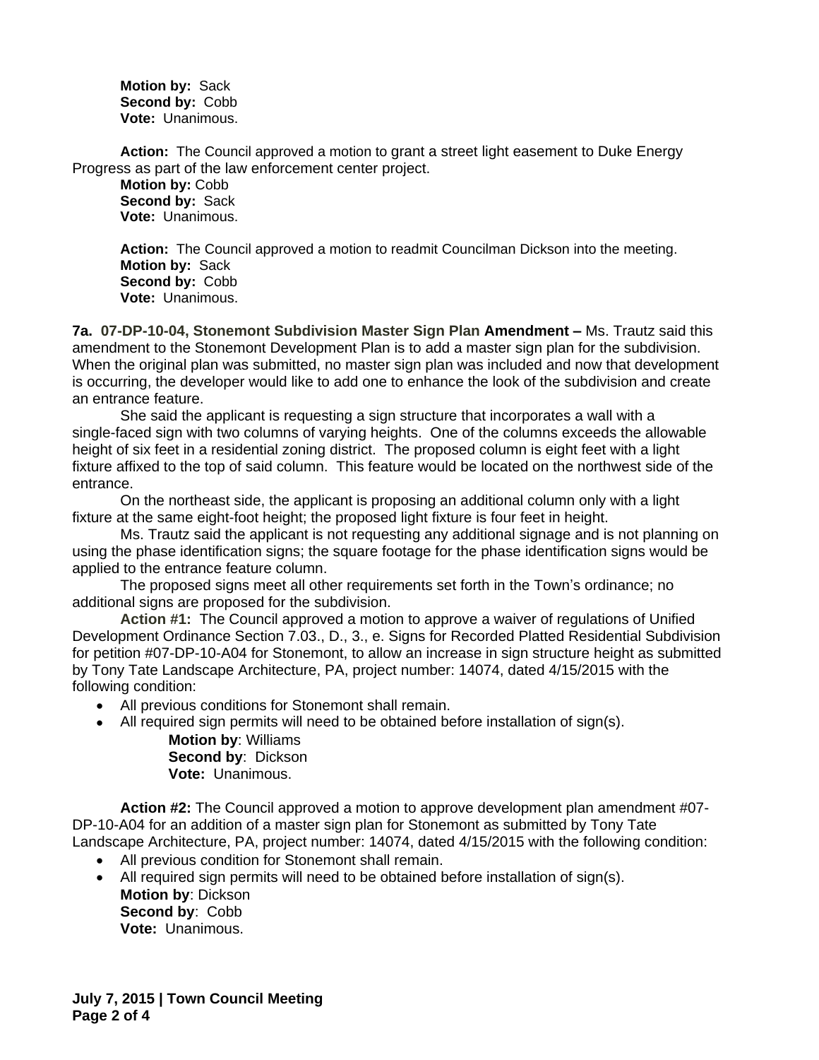**Motion by:** Sack
**Second by:** Cobb
**Vote:** Unanimous.

**Action:** The Council approved a motion to grant a street light easement to Duke Energy Progress as part of the law enforcement center project.
**Motion by:** Cobb
**Second by:** Sack
**Vote:** Unanimous.

**Action:** The Council approved a motion to readmit Councilman Dickson into the meeting.
**Motion by:** Sack
**Second by:** Cobb
**Vote:** Unanimous.

**7a. 07-DP-10-04, Stonemont Subdivision Master Sign Plan Amendment –** Ms. Trautz said this amendment to the Stonemont Development Plan is to add a master sign plan for the subdivision. When the original plan was submitted, no master sign plan was included and now that development is occurring, the developer would like to add one to enhance the look of the subdivision and create an entrance feature.

She said the applicant is requesting a sign structure that incorporates a wall with a single-faced sign with two columns of varying heights. One of the columns exceeds the allowable height of six feet in a residential zoning district. The proposed column is eight feet with a light fixture affixed to the top of said column. This feature would be located on the northwest side of the entrance.

On the northeast side, the applicant is proposing an additional column only with a light fixture at the same eight-foot height; the proposed light fixture is four feet in height.

Ms. Trautz said the applicant is not requesting any additional signage and is not planning on using the phase identification signs; the square footage for the phase identification signs would be applied to the entrance feature column.

The proposed signs meet all other requirements set forth in the Town's ordinance; no additional signs are proposed for the subdivision.

**Action #1:** The Council approved a motion to approve a waiver of regulations of Unified Development Ordinance Section 7.03., D., 3., e. Signs for Recorded Platted Residential Subdivision for petition #07-DP-10-A04 for Stonemont, to allow an increase in sign structure height as submitted by Tony Tate Landscape Architecture, PA, project number: 14074, dated 4/15/2015 with the following condition:

- All previous conditions for Stonemont shall remain.
- All required sign permits will need to be obtained before installation of sign(s).

**Motion by**: Williams
**Second by**: Dickson
**Vote:** Unanimous.

**Action #2:** The Council approved a motion to approve development plan amendment #07-DP-10-A04 for an addition of a master sign plan for Stonemont as submitted by Tony Tate Landscape Architecture, PA, project number: 14074, dated 4/15/2015 with the following condition:

- All previous condition for Stonemont shall remain.
- All required sign permits will need to be obtained before installation of sign(s).

**Motion by**: Dickson
**Second by**: Cobb
**Vote:** Unanimous.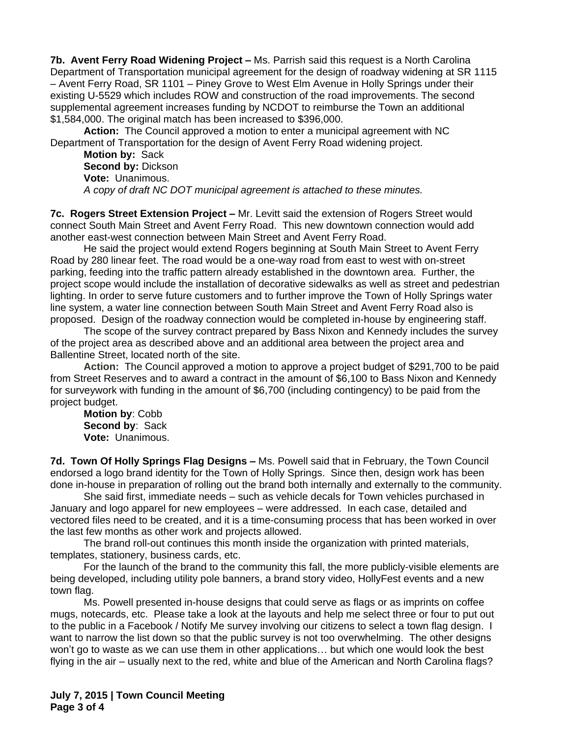**7b. Avent Ferry Road Widening Project –** Ms. Parrish said this request is a North Carolina Department of Transportation municipal agreement for the design of roadway widening at SR 1115 – Avent Ferry Road, SR 1101 – Piney Grove to West Elm Avenue in Holly Springs under their existing U-5529 which includes ROW and construction of the road improvements. The second supplemental agreement increases funding by NCDOT to reimburse the Town an additional $1,584,000. The original match has been increased to $396,000.

**Action:** The Council approved a motion to enter a municipal agreement with NC Department of Transportation for the design of Avent Ferry Road widening project.

**Motion by:** Sack
**Second by:** Dickson
**Vote:** Unanimous.
*A copy of draft NC DOT municipal agreement is attached to these minutes.*

**7c. Rogers Street Extension Project –** Mr. Levitt said the extension of Rogers Street would connect South Main Street and Avent Ferry Road. This new downtown connection would add another east-west connection between Main Street and Avent Ferry Road.

He said the project would extend Rogers beginning at South Main Street to Avent Ferry Road by 280 linear feet. The road would be a one-way road from east to west with on-street parking, feeding into the traffic pattern already established in the downtown area. Further, the project scope would include the installation of decorative sidewalks as well as street and pedestrian lighting. In order to serve future customers and to further improve the Town of Holly Springs water line system, a water line connection between South Main Street and Avent Ferry Road also is proposed. Design of the roadway connection would be completed in-house by engineering staff.

The scope of the survey contract prepared by Bass Nixon and Kennedy includes the survey of the project area as described above and an additional area between the project area and Ballentine Street, located north of the site.

**Action:** The Council approved a motion to approve a project budget of $291,700 to be paid from Street Reserves and to award a contract in the amount of $6,100 to Bass Nixon and Kennedy for surveywork with funding in the amount of $6,700 (including contingency) to be paid from the project budget.

**Motion by**: Cobb
**Second by**: Sack
**Vote:** Unanimous.

**7d. Town Of Holly Springs Flag Designs –** Ms. Powell said that in February, the Town Council endorsed a logo brand identity for the Town of Holly Springs. Since then, design work has been done in-house in preparation of rolling out the brand both internally and externally to the community.

She said first, immediate needs – such as vehicle decals for Town vehicles purchased in January and logo apparel for new employees – were addressed. In each case, detailed and vectored files need to be created, and it is a time-consuming process that has been worked in over the last few months as other work and projects allowed.

The brand roll-out continues this month inside the organization with printed materials, templates, stationery, business cards, etc.

For the launch of the brand to the community this fall, the more publicly-visible elements are being developed, including utility pole banners, a brand story video, HollyFest events and a new town flag.

Ms. Powell presented in-house designs that could serve as flags or as imprints on coffee mugs, notecards, etc. Please take a look at the layouts and help me select three or four to put out to the public in a Facebook / Notify Me survey involving our citizens to select a town flag design. I want to narrow the list down so that the public survey is not too overwhelming. The other designs won't go to waste as we can use them in other applications… but which one would look the best flying in the air – usually next to the red, white and blue of the American and North Carolina flags?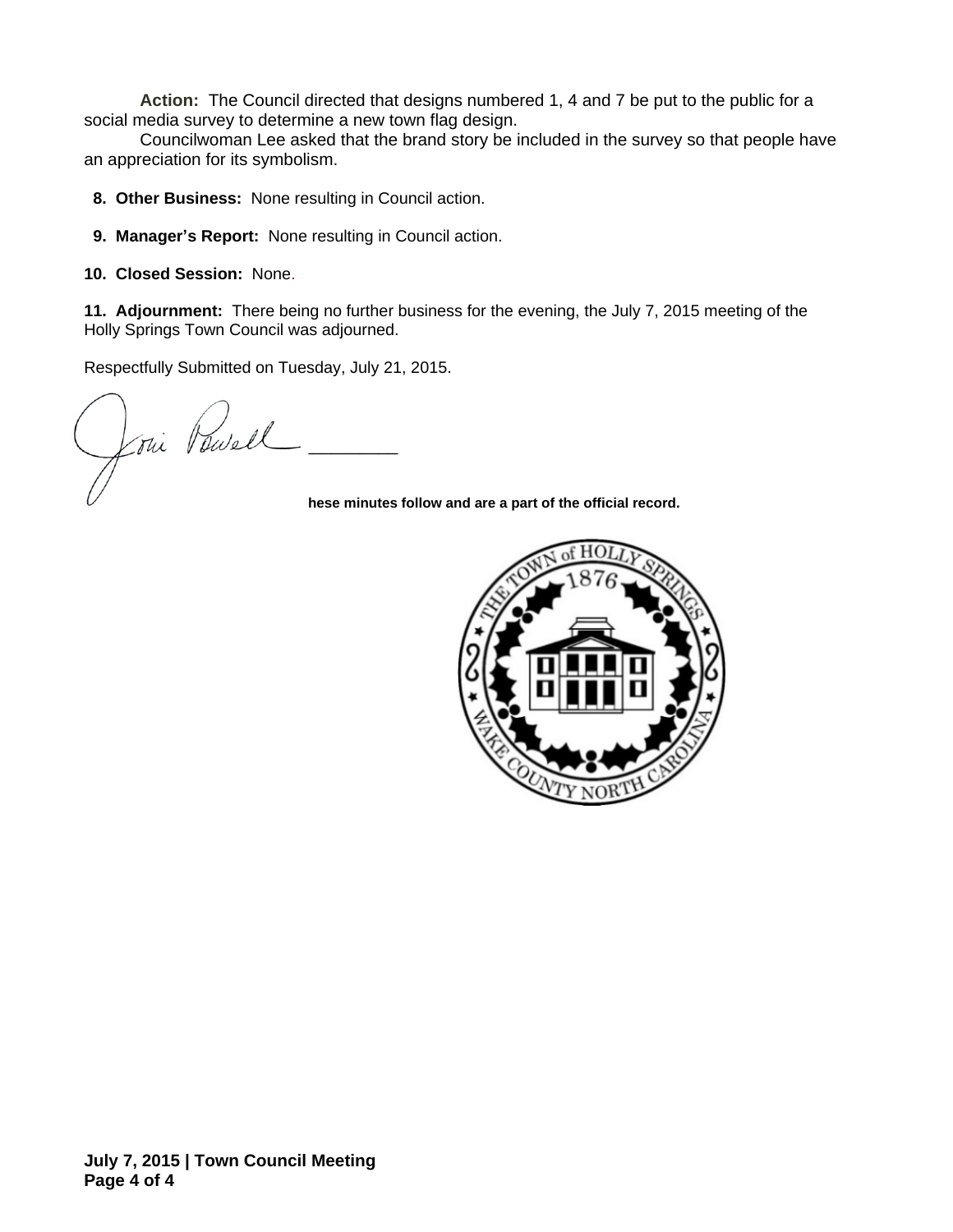**Action:** The Council directed that designs numbered 1, 4 and 7 be put to the public for a social media survey to determine a new town flag design.

Councilwoman Lee asked that the brand story be included in the survey so that people have an appreciation for its symbolism.

**8. Other Business:** None resulting in Council action.

**9. Manager's Report:** None resulting in Council action.

**10. Closed Session:** None.

**11. Adjournment:** There being no further business for the evening, the July 7, 2015 meeting of the Holly Springs Town Council was adjourned.

Respectfully Submitted on Tuesday, July 21, 2015.

Joni Powell ________

**hese minutes follow and are a part of the official record.**

**July 7, 2015 | Town Council Meeting**